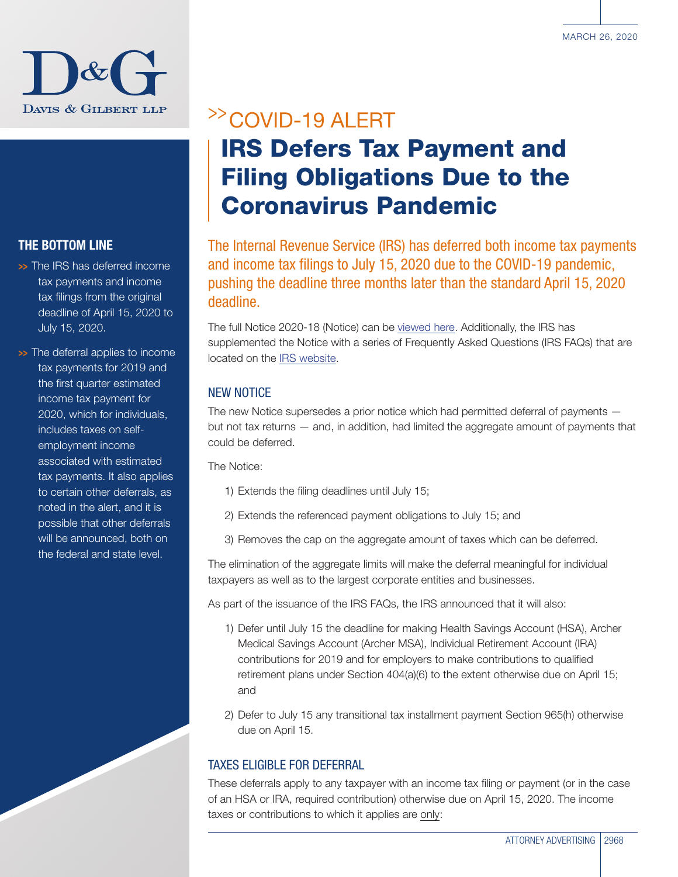Davis & Gilbert LLP

March 26, 2020

### THE BOTTOM LINE

- The IRS has deferred income tax payments and income tax filings from the original deadline of April 15, 2020 to July 15, 2020.
- The deferral applies to income tax payments for 2019 and the first quarter estimated income tax payment for 2020, which for individuals, includes taxes on self-employment income associated with estimated tax payments. It also applies to certain other deferrals, as noted in the alert, and it is possible that other deferrals will be announced, both on the federal and state level.

>> COVID-19 ALERT

# IRS Defers Tax Payment and Filing Obligations Due to the Coronavirus Pandemic

The Internal Revenue Service (IRS) has deferred both income tax payments and income tax filings to July 15, 2020 due to the COVID-19 pandemic, pushing the deadline three months later than the standard April 15, 2020 deadline.

The full Notice 2020-18 (Notice) can be viewed here. Additionally, the IRS has supplemented the Notice with a series of Frequently Asked Questions (IRS FAQs) that are located on the IRS website.

## NEW NOTICE

The new Notice supersedes a prior notice which had permitted deferral of payments — but not tax returns — and, in addition, had limited the aggregate amount of payments that could be deferred.

The Notice:

1) Extends the filing deadlines until July 15;
2) Extends the referenced payment obligations to July 15; and
3) Removes the cap on the aggregate amount of taxes which can be deferred.

The elimination of the aggregate limits will make the deferral meaningful for individual taxpayers as well as to the largest corporate entities and businesses.

As part of the issuance of the IRS FAQs, the IRS announced that it will also:

1) Defer until July 15 the deadline for making Health Savings Account (HSA), Archer Medical Savings Account (Archer MSA), Individual Retirement Account (IRA) contributions for 2019 and for employers to make contributions to qualified retirement plans under Section 404(a)(6) to the extent otherwise due on April 15; and
2) Defer to July 15 any transitional tax installment payment Section 965(h) otherwise due on April 15.

## TAXES ELIGIBLE FOR DEFERRAL

These deferrals apply to any taxpayer with an income tax filing or payment (or in the case of an HSA or IRA, required contribution) otherwise due on April 15, 2020. The income taxes or contributions to which it applies are <u>only</u>: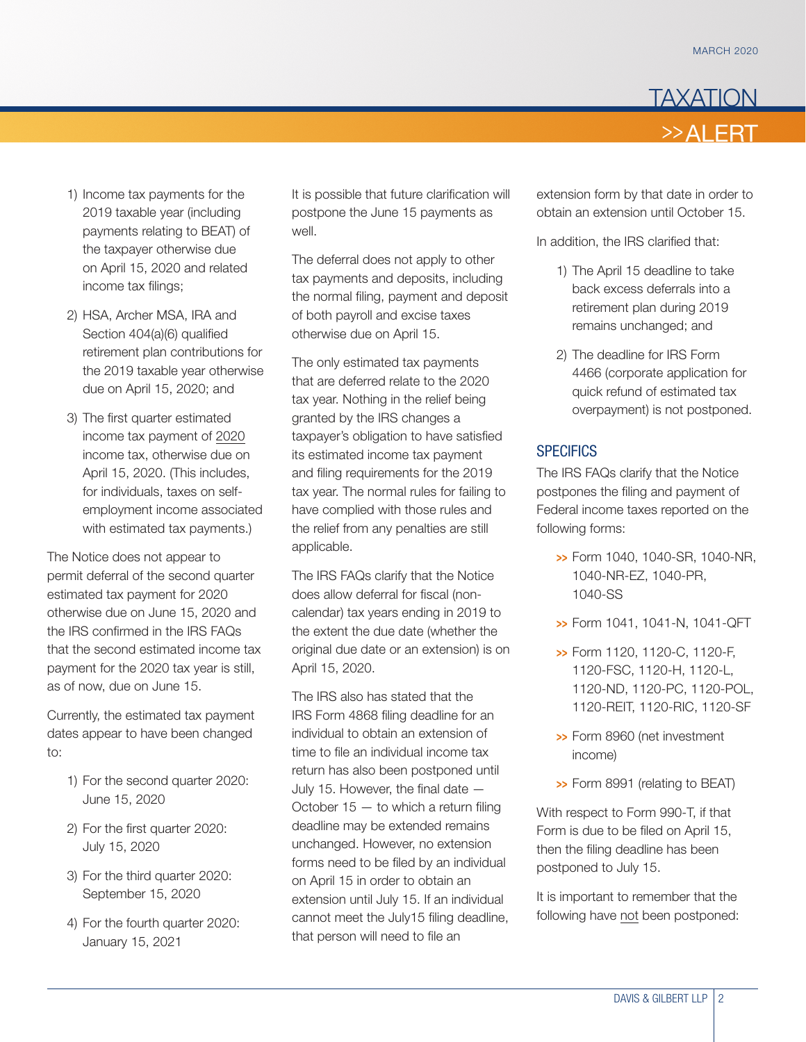1) Income tax payments for the 2019 taxable year (including payments relating to BEAT) of the taxpayer otherwise due on April 15, 2020 and related income tax filings;

2) HSA, Archer MSA, IRA and Section 404(a)(6) qualified retirement plan contributions for the 2019 taxable year otherwise due on April 15, 2020; and

3) The first quarter estimated income tax payment of 2020 income tax, otherwise due on April 15, 2020. (This includes, for individuals, taxes on self-employment income associated with estimated tax payments.)

The Notice does not appear to permit deferral of the second quarter estimated tax payment for 2020 otherwise due on June 15, 2020 and the IRS confirmed in the IRS FAQs that the second estimated income tax payment for the 2020 tax year is still, as of now, due on June 15.

Currently, the estimated tax payment dates appear to have been changed to:

1) For the second quarter 2020: June 15, 2020

2) For the first quarter 2020: July 15, 2020

3) For the third quarter 2020: September 15, 2020

4) For the fourth quarter 2020: January 15, 2021

It is possible that future clarification will postpone the June 15 payments as well.

The deferral does not apply to other tax payments and deposits, including the normal filing, payment and deposit of both payroll and excise taxes otherwise due on April 15.

The only estimated tax payments that are deferred relate to the 2020 tax year. Nothing in the relief being granted by the IRS changes a taxpayer's obligation to have satisfied its estimated income tax payment and filing requirements for the 2019 tax year. The normal rules for failing to have complied with those rules and the relief from any penalties are still applicable.

The IRS FAQs clarify that the Notice does allow deferral for fiscal (non-calendar) tax years ending in 2019 to the extent the due date (whether the original due date or an extension) is on April 15, 2020.

The IRS also has stated that the IRS Form 4868 filing deadline for an individual to obtain an extension of time to file an individual income tax return has also been postponed until July 15. However, the final date — October 15 — to which a return filing deadline may be extended remains unchanged. However, no extension forms need to be filed by an individual on April 15 in order to obtain an extension until July 15. If an individual cannot meet the July15 filing deadline, that person will need to file an extension form by that date in order to obtain an extension until October 15.

In addition, the IRS clarified that:

1) The April 15 deadline to take back excess deferrals into a retirement plan during 2019 remains unchanged; and

2) The deadline for IRS Form 4466 (corporate application for quick refund of estimated tax overpayment) is not postponed.

## SPECIFICS

The IRS FAQs clarify that the Notice postpones the filing and payment of Federal income taxes reported on the following forms:

- Form 1040, 1040-SR, 1040-NR, 1040-NR-EZ, 1040-PR, 1040-SS
- Form 1041, 1041-N, 1041-QFT
- Form 1120, 1120-C, 1120-F, 1120-FSC, 1120-H, 1120-L, 1120-ND, 1120-PC, 1120-POL, 1120-REIT, 1120-RIC, 1120-SF
- Form 8960 (net investment income)
- Form 8991 (relating to BEAT)

With respect to Form 990-T, if that Form is due to be filed on April 15, then the filing deadline has been postponed to July 15.

It is important to remember that the following have not been postponed: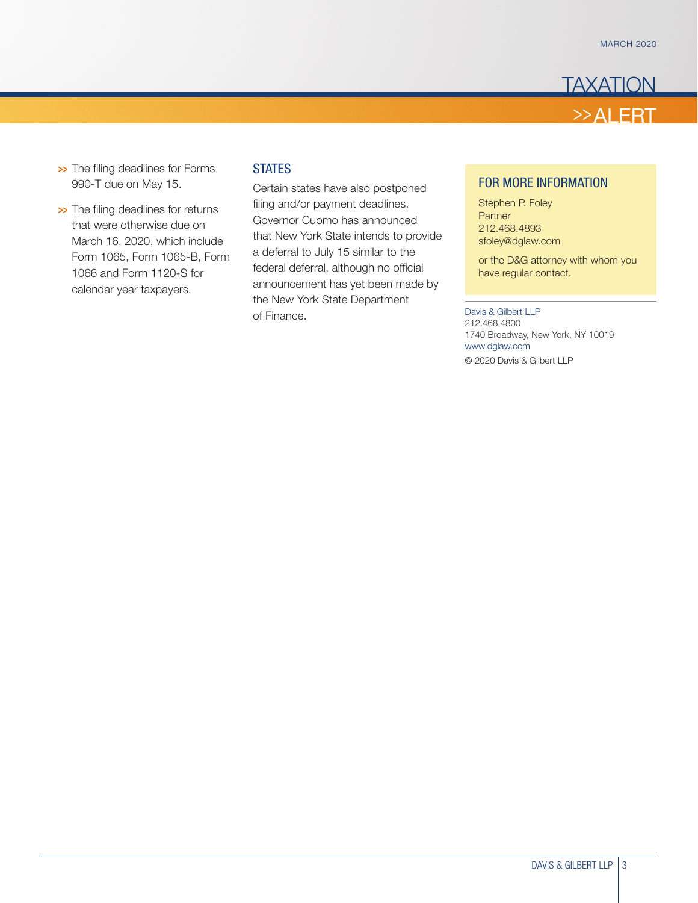- The filing deadlines for Forms 990-T due on May 15.
- The filing deadlines for returns that were otherwise due on March 16, 2020, which include Form 1065, Form 1065-B, Form 1066 and Form 1120-S for calendar year taxpayers.

## STATES

Certain states have also postponed filing and/or payment deadlines. Governor Cuomo has announced that New York State intends to provide a deferral to July 15 similar to the federal deferral, although no official announcement has yet been made by the New York State Department of Finance.

### FOR MORE INFORMATION

Stephen P. Foley
Partner
212.468.4893
sfoley@dglaw.com

or the D&G attorney with whom you have regular contact.

Davis & Gilbert LLP
212.468.4800
1740 Broadway, New York, NY 10019
www.dglaw.com

© 2020 Davis & Gilbert LLP